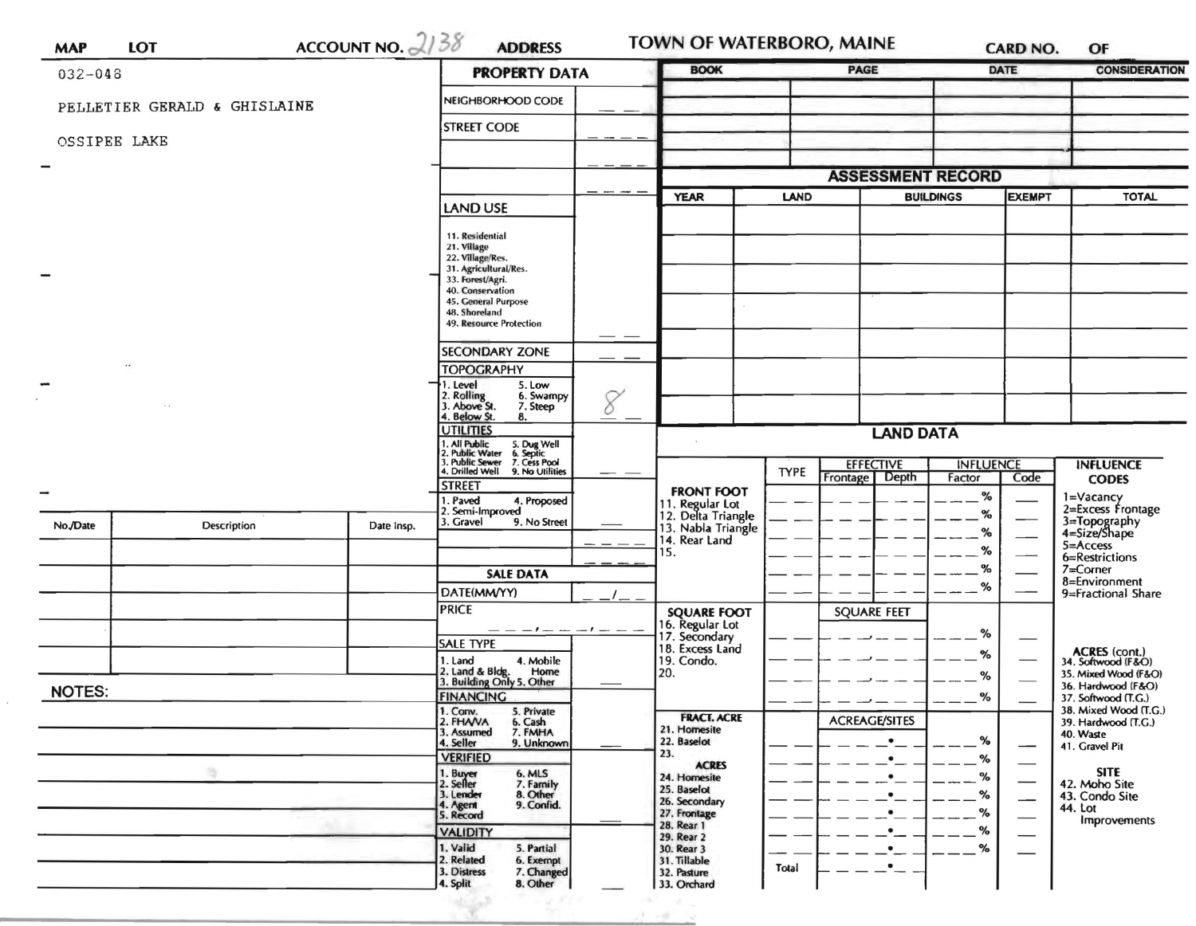| MAP | LOT | ACCOUNT NO. 2138 | ADDRESS | TOWN OF WATERBORO, MAINE | CARD NO. | OF |
|---|---|---|---|---|---|---|

032-048

PELLETIER GERALD & GHISLAINE

OSSIPEE LAKE

## PROPERTY DATA

| Field | Value |
|---|---|
| NEIGHBORHOOD CODE | |
| STREET CODE | |
| | |
| | |

**LAND USE**

11. Residential
21. Village
22. Village/Res.
31. Agricultural/Res.
33. Forest/Agri.
40. Conservation
45. General Purpose
48. Shoreland
49. Resource Protection

**SECONDARY ZONE**

**TOPOGRAPHY**: 8

1. Level
2. Rolling
3. Above St.
4. Below St.
5. Low
6. Swampy
7. Steep
8.

**UTILITIES**

1. All Public
2. Public Water
3. Public Sewer
4. Drilled Well
5. Dug Well
6. Septic
7. Cess Pool
9. No Utilities

**STREET**

1. Paved
2. Semi-Improved
3. Gravel
4. Proposed
9. No Street

## SALE DATA

DATE(MM/YY) __/__

PRICE __,___,___

**SALE TYPE**

1. Land
2. Land & Bldg.
3. Building Only
4. Mobile Home
5. Other

**FINANCING**

1. Conv.
2. FHA/VA
3. Assumed
4. Seller
5. Private
6. Cash
7. FMHA
9. Unknown

**VERIFIED**

1. Buyer
2. Seller
3. Lender
4. Agent
5. Record
6. MLS
7. Family
8. Other
9. Confid.

**VALIDITY**

1. Valid
2. Related
3. Distress
4. Split
5. Partial
6. Exempt
7. Changed
8. Other

| BOOK | PAGE | DATE | CONSIDERATION |
|---|---|---|---|
| | | | |
| | | | |
| | | | |
| | | | |

## ASSESSMENT RECORD

| YEAR | LAND | BUILDINGS | EXEMPT | TOTAL |
|---|---|---|---|---|
| | | | | |
| | | | | |
| | | | | |
| | | | | |
| | | | | |
| | | | | |
| | | | | |

| No./Date | Description | Date Insp. |
|---|---|---|
| | | |
| | | |
| | | |
| | | |
| | | |
| | | |

**NOTES:**

## LAND DATA

| | TYPE | EFFECTIVE Frontage | EFFECTIVE Depth | INFLUENCE Factor | INFLUENCE Code |
|---|---|---|---|---|---|
| **FRONT FOOT** | | | | | |
| 11. Regular Lot | | | | % | |
| 12. Delta Triangle | | | | % | |
| 13. Nabla Triangle | | | | % | |
| 14. Rear Land | | | | % | |
| 15. | | | | % | |
| | | | | % | |
| **SQUARE FOOT** | | SQUARE FEET | | | |
| 16. Regular Lot | | | | % | |
| 17. Secondary | | | | % | |
| 18. Excess Land | | | | % | |
| 19. Condo. | | | | % | |
| 20. | | | | | |
| **FRACT. ACRE** | | ACREAGE/SITES | | | |
| 21. Homesite | | | | % | |
| 22. Baselot | | | | % | |
| 23. | | | | % | |
| **ACRES** | | | | | |
| 24. Homesite | | | | % | |
| 25. Baselot | | | | % | |
| 26. Secondary | | | | % | |
| 27. Frontage | | | | % | |
| 28. Rear 1 | | | | % | |
| 29. Rear 2 | | | | | |
| 30. Rear 3 | | | | | |
| 31. Tillable | Total | | | | |
| 32. Pasture | | | | | |
| 33. Orchard | | | | | |

**INFLUENCE CODES**

1=Vacancy
2=Excess Frontage
3=Topography
4=Size/Shape
5=Access
6=Restrictions
7=Corner
8=Environment
9=Fractional Share

**ACRES (cont.)**

34. Softwood (F&O)
35. Mixed Wood (F&O)
36. Hardwood (F&O)
37. Softwood (T.G.)
38. Mixed Wood (T.G.)
39. Hardwood (T.G.)
40. Waste
41. Gravel Pit

**SITE**

42. Moho Site
43. Condo Site
44. Lot Improvements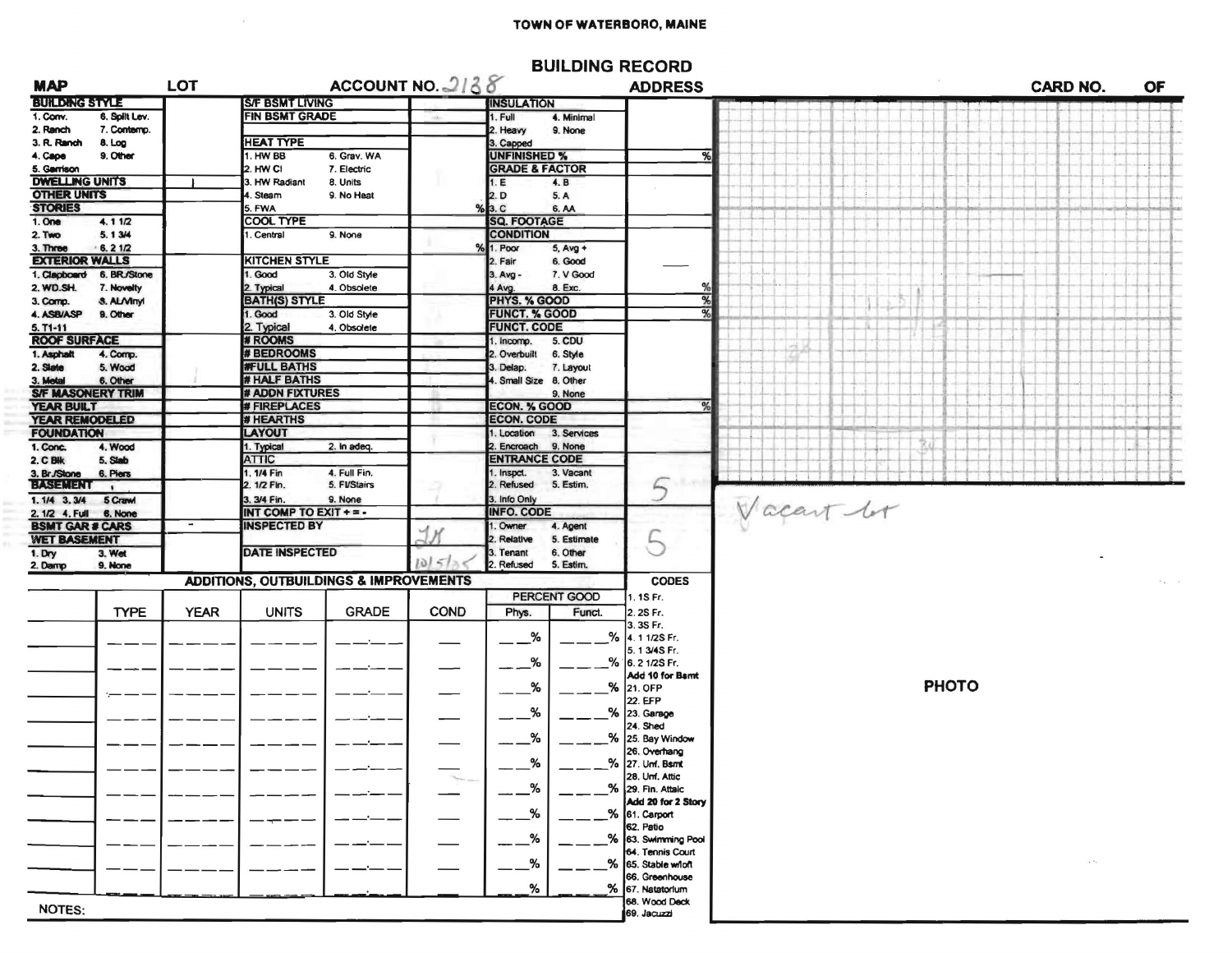**TOWN OF WATERBORO, MAINE**

# BUILDING RECORD

MAP | LOT | ACCOUNT NO. 2138 | ADDRESS | CARD NO. | OF

| | | | | | |
|---|---|---|---|---|---|
| **BUILDING STYLE**<br>1. Conv. 6. Split Lev.<br>2. Ranch 7. Contemp.<br>3. R. Ranch 8. Log<br>4. Cape 9. Other<br>5. Garrison | | **S/F BSMT LIVING** | | **INSULATION**<br>1. Full 4. Minimal<br>2. Heavy 9. None<br>3. Capped | |
| | | **FIN BSMT GRADE** | | | |
| **DWELLING UNITS** | 1 | **HEAT TYPE**<br>1. HW BB 6. Grav. WA<br>2. HW CI 7. Electric<br>3. HW Radiant 8. Units<br>4. Steam 9. No Heat<br>5. FWA | % | **UNFINISHED %** | % |
| **OTHER UNITS** | | | | **GRADE & FACTOR**<br>1. E 4. B<br>2. D 5. A<br>3. C 6. AA | % |
| **STORIES**<br>1. One 4. 1 1/2<br>2. Two 5. 1 3/4<br>3. Three 6. 2 1/2 | | **COOL TYPE**<br>1. Central 9. None | % | **SQ. FOOTAGE** | |
| | | | | **CONDITION**<br>1. Poor 5. Avg +<br>2. Fair 6. Good<br>3. Avg - 7. V Good<br>4. Avg. 8. Exc. | |
| **EXTERIOR WALLS**<br>1. Clapboard 6. BR./Stone<br>2. WD.SH. 7. Novelty<br>3. Comp. 8. AL/Vinyl<br>4. ASB/ASP 9. Other<br>5. T1-11 | | **KITCHEN STYLE**<br>1. Good 3. Old Style<br>2. Typical 4. Obsolete | | | |
| | | **BATH(S) STYLE**<br>1. Good 3. Old Style<br>2. Typical 4. Obsolete | | **PHYS. % GOOD** | % |
| | | | | **FUNCT. % GOOD** | % |
| **ROOF SURFACE**<br>1. Asphalt 4. Comp.<br>2. Slate 5. Wood<br>3. Metal 6. Other | | **# ROOMS** | | **FUNCT. CODE**<br>1. Incomp. 5. CDU<br>2. Overbuilt 6. Style<br>3. Delap. 7. Layout<br>4. Small Size 8. Other<br>9. None | |
| | | **# BEDROOMS** | | | |
| | | **#FULL BATHS** | | | |
| | | **# HALF BATHS** | | | |
| **S/F MASONERY TRIM** | | **# ADDN FIXTURES** | | | |
| **YEAR BUILT** | | **# FIREPLACES** | | **ECON. % GOOD** | % |
| **YEAR REMODELED** | | **# HEARTHS** | | **ECON. CODE**<br>1. Location 3. Services<br>2. Encroach 9. None | |
| **FOUNDATION**<br>1. Conc. 4. Wood<br>2. C Blk 5. Slab<br>3. Br./Stone 6. Piers | | **LAYOUT**<br>1. Typical 2. In adeq. | | | |
| | | **ATTIC**<br>1. 1/4 Fin 4. Full Fin.<br>2. 1/2 Fin. 5. Fl/Stairs<br>3. 3/4 Fin. 9. None | | **ENTRANCE CODE**<br>1. Inspct. 3. Vacant<br>2. Refused 5. Estim.<br>3. Info Only | 5 |
| **BASEMENT**<br>1. 1/4 3. 3/4 5 Crawl<br>2. 1/2 4. Full 6. None | | **INT COMP TO EXIT + = -** | | | |
| **BSMT GAR # CARS** | - | **INSPECTED BY** | JK | **INFO. CODE**<br>1. Owner 4. Agent<br>2. Relative 5. Estimate<br>3. Tenant 6. Other<br>2. Refused 5. Estim. | 5 |
| **WET BASEMENT**<br>1. Dry 3. Wet<br>2. Damp 9. None | | **DATE INSPECTED** | 10/5/05 | | |

Vacant lot

## ADDITIONS, OUTBUILDINGS & IMPROVEMENTS

| | TYPE | YEAR | UNITS | GRADE | COND | PERCENT GOOD Phys. | PERCENT GOOD Funct. |
|---|---|---|---|---|---|---|---|
| | | | | | | % | % |
| | | | | | | % | % |
| | | | | | | % | % |
| | | | | | | % | % |
| | | | | | | % | % |
| | | | | | | % | % |
| | | | | | | % | % |
| | | | | | | % | % |
| | | | | | | % | % |
| | | | | | | % | % |
| | | | | | | % | % |

**CODES**
1. 1S Fr.
2. 2S Fr.
3. 3S Fr.
4. 1 1/2S Fr.
5. 1 3/4S Fr.
6. 2 1/2S Fr.
**Add 10 for Bsmt**
21. OFP
22. EFP
23. Garage
24. Shed
25. Bay Window
26. Overhang
27. Unf. Bsmt
28. Unf. Attic
29. Fin. Attaic
**Add 20 for 2 Story**
61. Carport
62. Patio
63. Swimming Pool
64. Tennis Court
65. Stable w/loft
66. Greenhouse
67. Natatorium
68. Wood Deck
69. Jacuzzi

**PHOTO**

NOTES: